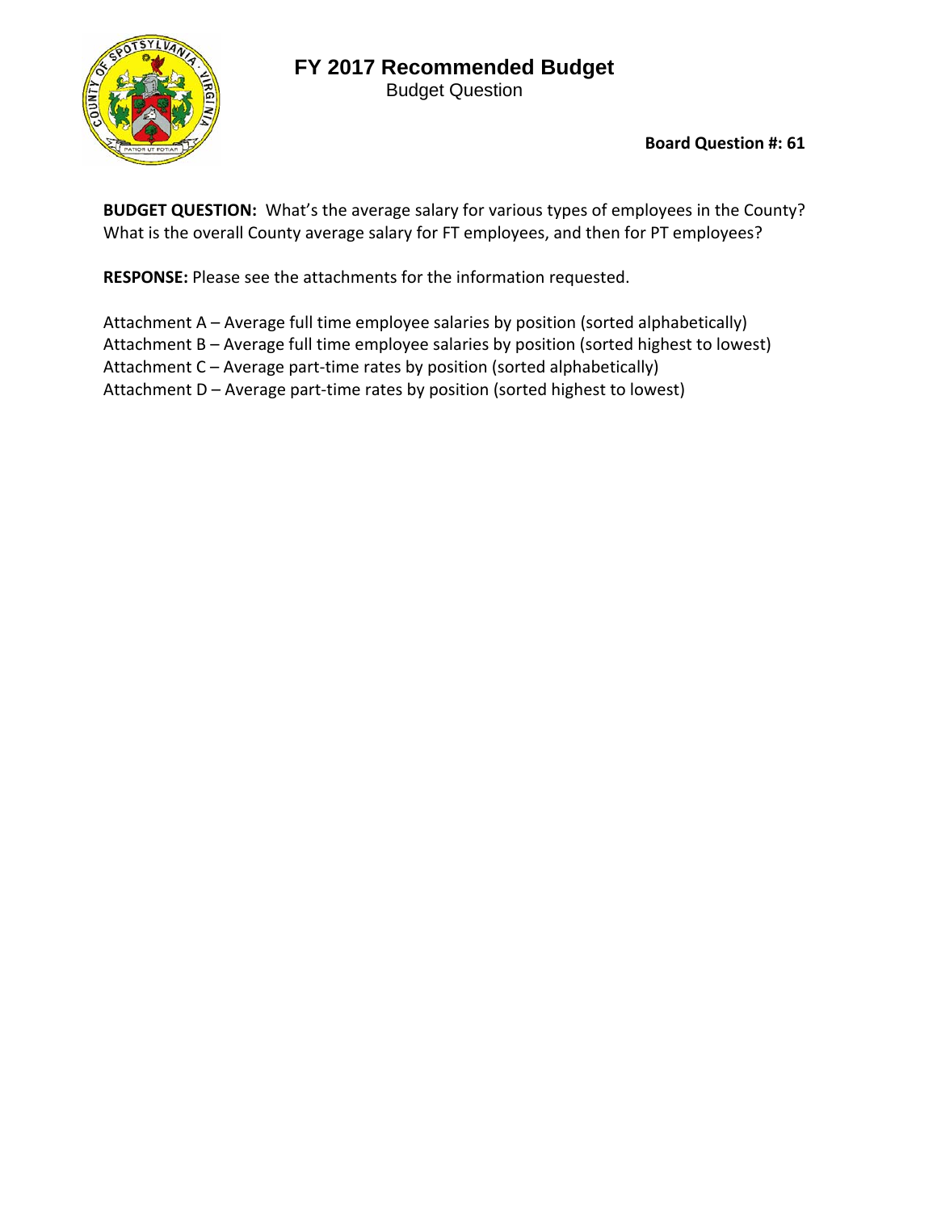# FY 2017 Recommended Budget

Budget Question

**Board Question #: 61**

**BUDGET QUESTION:** What's the average salary for various types of employees in the County? What is the overall County average salary for FT employees, and then for PT employees?

**RESPONSE:** Please see the attachments for the information requested.

Attachment A – Average full time employee salaries by position (sorted alphabetically)
Attachment B – Average full time employee salaries by position (sorted highest to lowest)
Attachment C – Average part-time rates by position (sorted alphabetically)
Attachment D – Average part-time rates by position (sorted highest to lowest)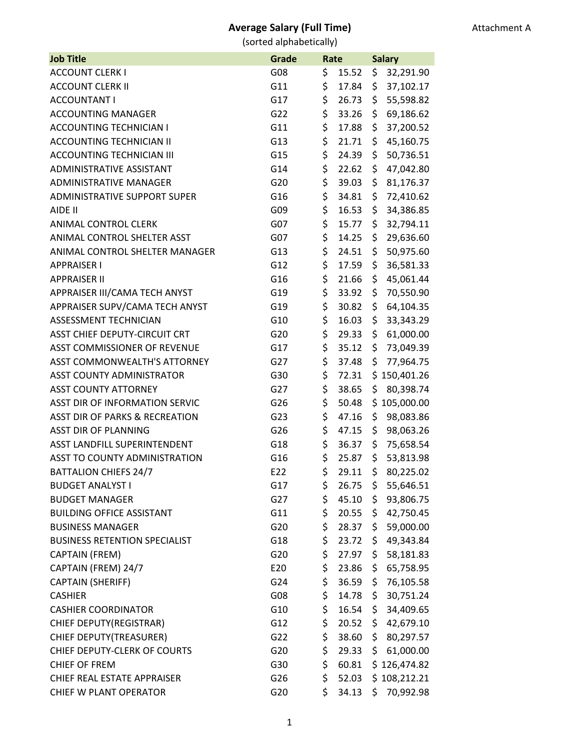Attachment A

# Average Salary (Full Time)

(sorted alphabetically)

| Job Title | Grade | Rate | Salary |
|---|---|---|---|
| ACCOUNT CLERK I | G08 | $ 15.52 | $ 32,291.90 |
| ACCOUNT CLERK II | G11 | $ 17.84 | $ 37,102.17 |
| ACCOUNTANT I | G17 | $ 26.73 | $ 55,598.82 |
| ACCOUNTING MANAGER | G22 | $ 33.26 | $ 69,186.62 |
| ACCOUNTING TECHNICIAN I | G11 | $ 17.88 | $ 37,200.52 |
| ACCOUNTING TECHNICIAN II | G13 | $ 21.71 | $ 45,160.75 |
| ACCOUNTING TECHNICIAN III | G15 | $ 24.39 | $ 50,736.51 |
| ADMINISTRATIVE ASSISTANT | G14 | $ 22.62 | $ 47,042.80 |
| ADMINISTRATIVE MANAGER | G20 | $ 39.03 | $ 81,176.37 |
| ADMINISTRATIVE SUPPORT SUPER | G16 | $ 34.81 | $ 72,410.62 |
| AIDE II | G09 | $ 16.53 | $ 34,386.85 |
| ANIMAL CONTROL CLERK | G07 | $ 15.77 | $ 32,794.11 |
| ANIMAL CONTROL SHELTER ASST | G07 | $ 14.25 | $ 29,636.60 |
| ANIMAL CONTROL SHELTER MANAGER | G13 | $ 24.51 | $ 50,975.60 |
| APPRAISER I | G12 | $ 17.59 | $ 36,581.33 |
| APPRAISER II | G16 | $ 21.66 | $ 45,061.44 |
| APPRAISER III/CAMA TECH ANYST | G19 | $ 33.92 | $ 70,550.90 |
| APPRAISER SUPV/CAMA TECH ANYST | G19 | $ 30.82 | $ 64,104.35 |
| ASSESSMENT TECHNICIAN | G10 | $ 16.03 | $ 33,343.29 |
| ASST CHIEF DEPUTY-CIRCUIT CRT | G20 | $ 29.33 | $ 61,000.00 |
| ASST COMMISSIONER OF REVENUE | G17 | $ 35.12 | $ 73,049.39 |
| ASST COMMONWEALTH'S ATTORNEY | G27 | $ 37.48 | $ 77,964.75 |
| ASST COUNTY ADMINISTRATOR | G30 | $ 72.31 | $ 150,401.26 |
| ASST COUNTY ATTORNEY | G27 | $ 38.65 | $ 80,398.74 |
| ASST DIR OF INFORMATION SERVIC | G26 | $ 50.48 | $ 105,000.00 |
| ASST DIR OF PARKS & RECREATION | G23 | $ 47.16 | $ 98,083.86 |
| ASST DIR OF PLANNING | G26 | $ 47.15 | $ 98,063.26 |
| ASST LANDFILL SUPERINTENDENT | G18 | $ 36.37 | $ 75,658.54 |
| ASST TO COUNTY ADMINISTRATION | G16 | $ 25.87 | $ 53,813.98 |
| BATTALION CHIEFS 24/7 | E22 | $ 29.11 | $ 80,225.02 |
| BUDGET ANALYST I | G17 | $ 26.75 | $ 55,646.51 |
| BUDGET MANAGER | G27 | $ 45.10 | $ 93,806.75 |
| BUILDING OFFICE ASSISTANT | G11 | $ 20.55 | $ 42,750.45 |
| BUSINESS MANAGER | G20 | $ 28.37 | $ 59,000.00 |
| BUSINESS RETENTION SPECIALIST | G18 | $ 23.72 | $ 49,343.84 |
| CAPTAIN (FREM) | G20 | $ 27.97 | $ 58,181.83 |
| CAPTAIN (FREM) 24/7 | E20 | $ 23.86 | $ 65,758.95 |
| CAPTAIN (SHERIFF) | G24 | $ 36.59 | $ 76,105.58 |
| CASHIER | G08 | $ 14.78 | $ 30,751.24 |
| CASHIER COORDINATOR | G10 | $ 16.54 | $ 34,409.65 |
| CHIEF DEPUTY(REGISTRAR) | G12 | $ 20.52 | $ 42,679.10 |
| CHIEF DEPUTY(TREASURER) | G22 | $ 38.60 | $ 80,297.57 |
| CHIEF DEPUTY-CLERK OF COURTS | G20 | $ 29.33 | $ 61,000.00 |
| CHIEF OF FREM | G30 | $ 60.81 | $ 126,474.82 |
| CHIEF REAL ESTATE APPRAISER | G26 | $ 52.03 | $ 108,212.21 |
| CHIEF W PLANT OPERATOR | G20 | $ 34.13 | $ 70,992.98 |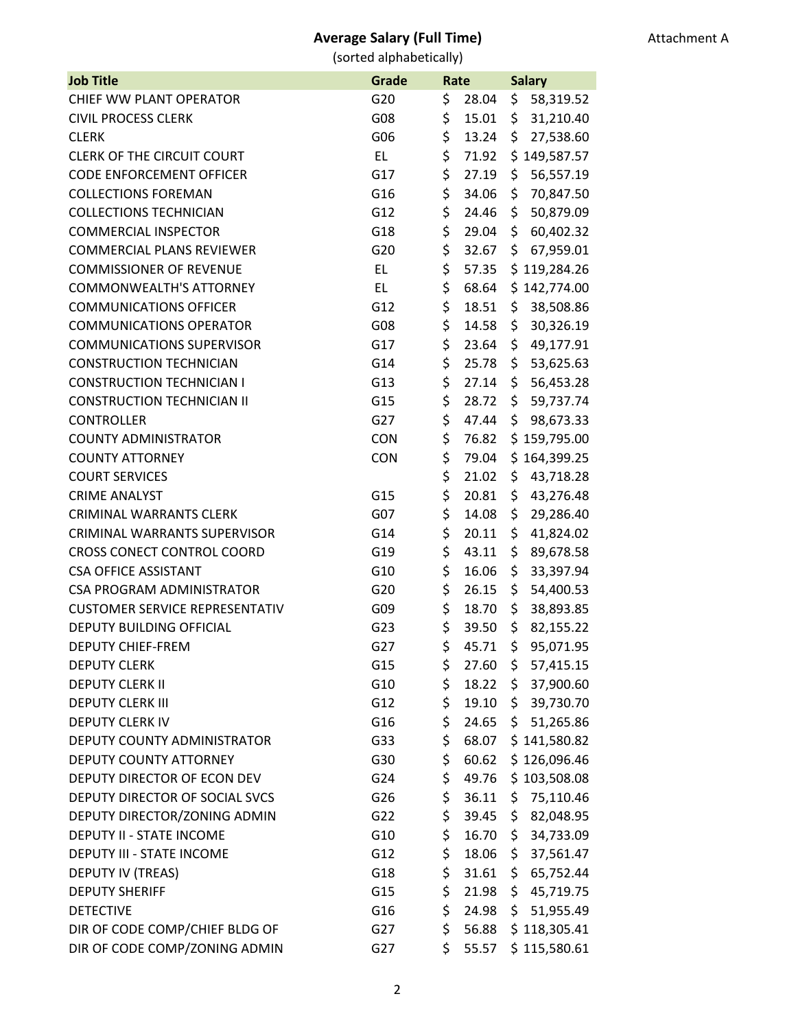**Average Salary (Full Time)**

(sorted alphabetically)

Attachment A

| Job Title | Grade | Rate | Salary |
|---|---|---|---|
| CHIEF WW PLANT OPERATOR | G20 | $ 28.04 | $ 58,319.52 |
| CIVIL PROCESS CLERK | G08 | $ 15.01 | $ 31,210.40 |
| CLERK | G06 | $ 13.24 | $ 27,538.60 |
| CLERK OF THE CIRCUIT COURT | EL | $ 71.92 | $ 149,587.57 |
| CODE ENFORCEMENT OFFICER | G17 | $ 27.19 | $ 56,557.19 |
| COLLECTIONS FOREMAN | G16 | $ 34.06 | $ 70,847.50 |
| COLLECTIONS TECHNICIAN | G12 | $ 24.46 | $ 50,879.09 |
| COMMERCIAL INSPECTOR | G18 | $ 29.04 | $ 60,402.32 |
| COMMERCIAL PLANS REVIEWER | G20 | $ 32.67 | $ 67,959.01 |
| COMMISSIONER OF REVENUE | EL | $ 57.35 | $ 119,284.26 |
| COMMONWEALTH'S ATTORNEY | EL | $ 68.64 | $ 142,774.00 |
| COMMUNICATIONS OFFICER | G12 | $ 18.51 | $ 38,508.86 |
| COMMUNICATIONS OPERATOR | G08 | $ 14.58 | $ 30,326.19 |
| COMMUNICATIONS SUPERVISOR | G17 | $ 23.64 | $ 49,177.91 |
| CONSTRUCTION TECHNICIAN | G14 | $ 25.78 | $ 53,625.63 |
| CONSTRUCTION TECHNICIAN I | G13 | $ 27.14 | $ 56,453.28 |
| CONSTRUCTION TECHNICIAN II | G15 | $ 28.72 | $ 59,737.74 |
| CONTROLLER | G27 | $ 47.44 | $ 98,673.33 |
| COUNTY ADMINISTRATOR | CON | $ 76.82 | $ 159,795.00 |
| COUNTY ATTORNEY | CON | $ 79.04 | $ 164,399.25 |
| COURT SERVICES | | $ 21.02 | $ 43,718.28 |
| CRIME ANALYST | G15 | $ 20.81 | $ 43,276.48 |
| CRIMINAL WARRANTS CLERK | G07 | $ 14.08 | $ 29,286.40 |
| CRIMINAL WARRANTS SUPERVISOR | G14 | $ 20.11 | $ 41,824.02 |
| CROSS CONECT CONTROL COORD | G19 | $ 43.11 | $ 89,678.58 |
| CSA OFFICE ASSISTANT | G10 | $ 16.06 | $ 33,397.94 |
| CSA PROGRAM ADMINISTRATOR | G20 | $ 26.15 | $ 54,400.53 |
| CUSTOMER SERVICE REPRESENTATIV | G09 | $ 18.70 | $ 38,893.85 |
| DEPUTY BUILDING OFFICIAL | G23 | $ 39.50 | $ 82,155.22 |
| DEPUTY CHIEF-FREM | G27 | $ 45.71 | $ 95,071.95 |
| DEPUTY CLERK | G15 | $ 27.60 | $ 57,415.15 |
| DEPUTY CLERK II | G10 | $ 18.22 | $ 37,900.60 |
| DEPUTY CLERK III | G12 | $ 19.10 | $ 39,730.70 |
| DEPUTY CLERK IV | G16 | $ 24.65 | $ 51,265.86 |
| DEPUTY COUNTY ADMINISTRATOR | G33 | $ 68.07 | $ 141,580.82 |
| DEPUTY COUNTY ATTORNEY | G30 | $ 60.62 | $ 126,096.46 |
| DEPUTY DIRECTOR OF ECON DEV | G24 | $ 49.76 | $ 103,508.08 |
| DEPUTY DIRECTOR OF SOCIAL SVCS | G26 | $ 36.11 | $ 75,110.46 |
| DEPUTY DIRECTOR/ZONING ADMIN | G22 | $ 39.45 | $ 82,048.95 |
| DEPUTY II - STATE INCOME | G10 | $ 16.70 | $ 34,733.09 |
| DEPUTY III - STATE INCOME | G12 | $ 18.06 | $ 37,561.47 |
| DEPUTY IV (TREAS) | G18 | $ 31.61 | $ 65,752.44 |
| DEPUTY SHERIFF | G15 | $ 21.98 | $ 45,719.75 |
| DETECTIVE | G16 | $ 24.98 | $ 51,955.49 |
| DIR OF CODE COMP/CHIEF BLDG OF | G27 | $ 56.88 | $ 118,305.41 |
| DIR OF CODE COMP/ZONING ADMIN | G27 | $ 55.57 | $ 115,580.61 |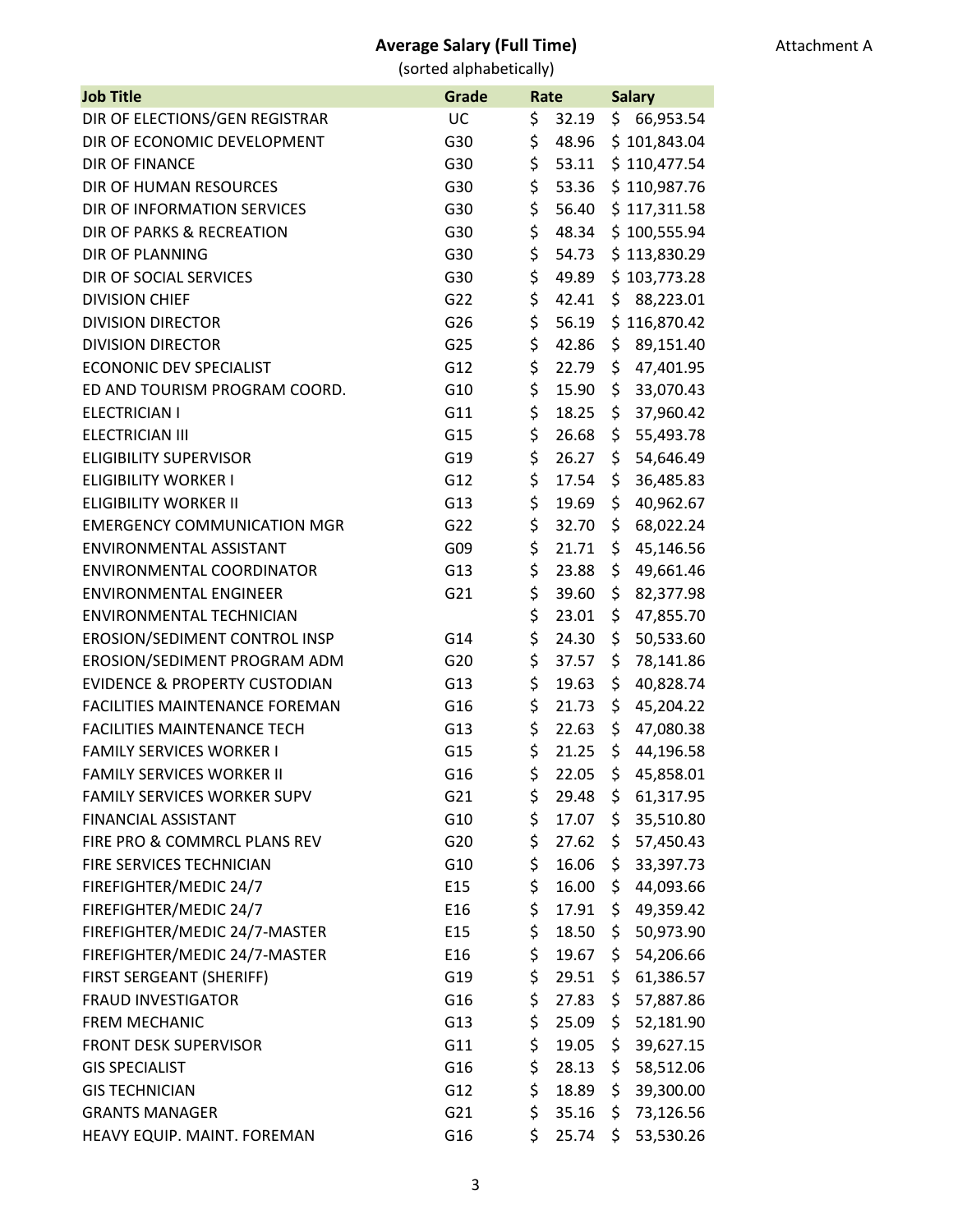**Average Salary (Full Time)**

(sorted alphabetically)

Attachment A

| Job Title | Grade | Rate | Salary |
|---|---|---|---|
| DIR OF ELECTIONS/GEN REGISTRAR | UC | $ 32.19 | $ 66,953.54 |
| DIR OF ECONOMIC DEVELOPMENT | G30 | $ 48.96 | $ 101,843.04 |
| DIR OF FINANCE | G30 | $ 53.11 | $ 110,477.54 |
| DIR OF HUMAN RESOURCES | G30 | $ 53.36 | $ 110,987.76 |
| DIR OF INFORMATION SERVICES | G30 | $ 56.40 | $ 117,311.58 |
| DIR OF PARKS & RECREATION | G30 | $ 48.34 | $ 100,555.94 |
| DIR OF PLANNING | G30 | $ 54.73 | $ 113,830.29 |
| DIR OF SOCIAL SERVICES | G30 | $ 49.89 | $ 103,773.28 |
| DIVISION CHIEF | G22 | $ 42.41 | $ 88,223.01 |
| DIVISION DIRECTOR | G26 | $ 56.19 | $ 116,870.42 |
| DIVISION DIRECTOR | G25 | $ 42.86 | $ 89,151.40 |
| ECONONIC DEV SPECIALIST | G12 | $ 22.79 | $ 47,401.95 |
| ED AND TOURISM PROGRAM COORD. | G10 | $ 15.90 | $ 33,070.43 |
| ELECTRICIAN I | G11 | $ 18.25 | $ 37,960.42 |
| ELECTRICIAN III | G15 | $ 26.68 | $ 55,493.78 |
| ELIGIBILITY SUPERVISOR | G19 | $ 26.27 | $ 54,646.49 |
| ELIGIBILITY WORKER I | G12 | $ 17.54 | $ 36,485.83 |
| ELIGIBILITY WORKER II | G13 | $ 19.69 | $ 40,962.67 |
| EMERGENCY COMMUNICATION MGR | G22 | $ 32.70 | $ 68,022.24 |
| ENVIRONMENTAL ASSISTANT | G09 | $ 21.71 | $ 45,146.56 |
| ENVIRONMENTAL COORDINATOR | G13 | $ 23.88 | $ 49,661.46 |
| ENVIRONMENTAL ENGINEER | G21 | $ 39.60 | $ 82,377.98 |
| ENVIRONMENTAL TECHNICIAN | | $ 23.01 | $ 47,855.70 |
| EROSION/SEDIMENT CONTROL INSP | G14 | $ 24.30 | $ 50,533.60 |
| EROSION/SEDIMENT PROGRAM ADM | G20 | $ 37.57 | $ 78,141.86 |
| EVIDENCE & PROPERTY CUSTODIAN | G13 | $ 19.63 | $ 40,828.74 |
| FACILITIES MAINTENANCE FOREMAN | G16 | $ 21.73 | $ 45,204.22 |
| FACILITIES MAINTENANCE TECH | G13 | $ 22.63 | $ 47,080.38 |
| FAMILY SERVICES WORKER I | G15 | $ 21.25 | $ 44,196.58 |
| FAMILY SERVICES WORKER II | G16 | $ 22.05 | $ 45,858.01 |
| FAMILY SERVICES WORKER SUPV | G21 | $ 29.48 | $ 61,317.95 |
| FINANCIAL ASSISTANT | G10 | $ 17.07 | $ 35,510.80 |
| FIRE PRO & COMMRCL PLANS REV | G20 | $ 27.62 | $ 57,450.43 |
| FIRE SERVICES TECHNICIAN | G10 | $ 16.06 | $ 33,397.73 |
| FIREFIGHTER/MEDIC 24/7 | E15 | $ 16.00 | $ 44,093.66 |
| FIREFIGHTER/MEDIC 24/7 | E16 | $ 17.91 | $ 49,359.42 |
| FIREFIGHTER/MEDIC 24/7-MASTER | E15 | $ 18.50 | $ 50,973.90 |
| FIREFIGHTER/MEDIC 24/7-MASTER | E16 | $ 19.67 | $ 54,206.66 |
| FIRST SERGEANT (SHERIFF) | G19 | $ 29.51 | $ 61,386.57 |
| FRAUD INVESTIGATOR | G16 | $ 27.83 | $ 57,887.86 |
| FREM MECHANIC | G13 | $ 25.09 | $ 52,181.90 |
| FRONT DESK SUPERVISOR | G11 | $ 19.05 | $ 39,627.15 |
| GIS SPECIALIST | G16 | $ 28.13 | $ 58,512.06 |
| GIS TECHNICIAN | G12 | $ 18.89 | $ 39,300.00 |
| GRANTS MANAGER | G21 | $ 35.16 | $ 73,126.56 |
| HEAVY EQUIP. MAINT. FOREMAN | G16 | $ 25.74 | $ 53,530.26 |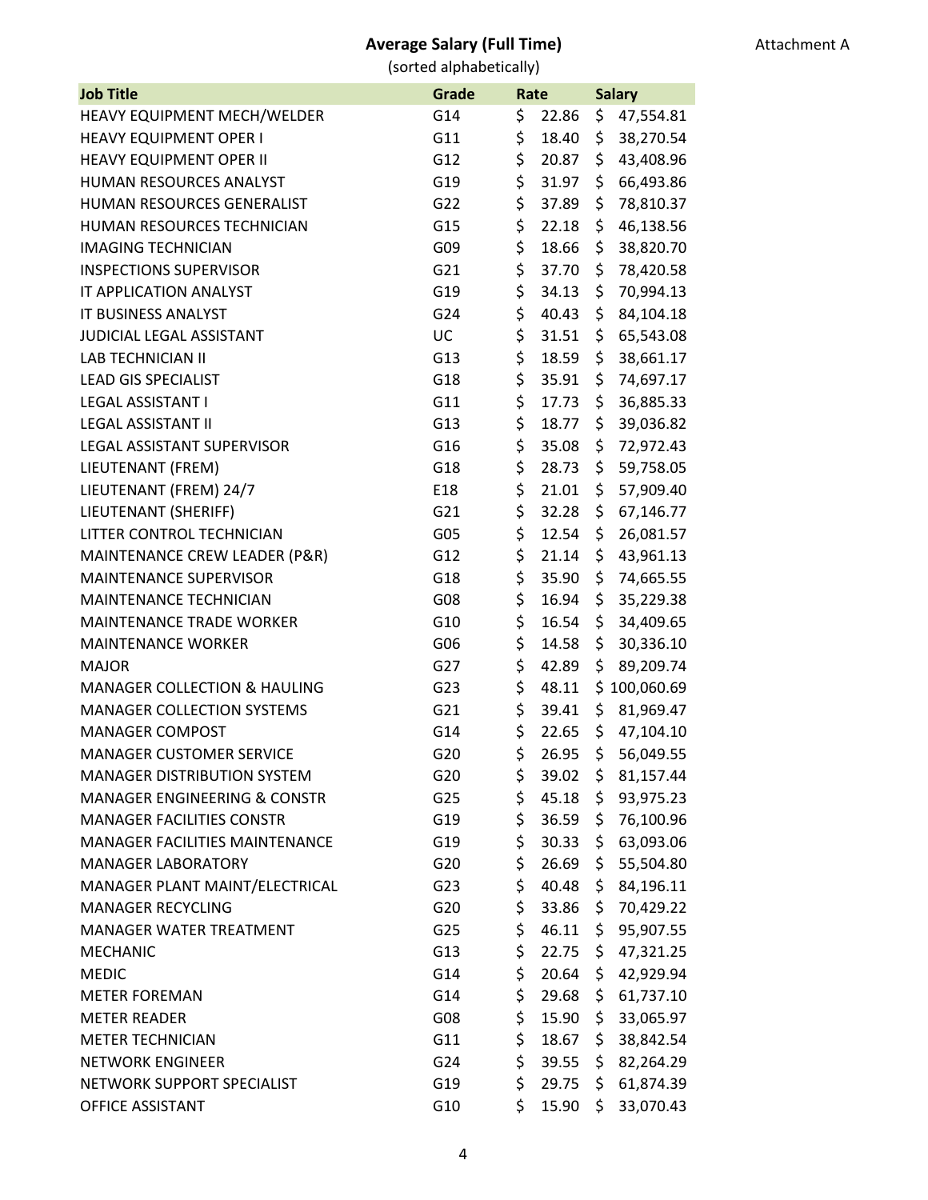**Average Salary (Full Time)**

(sorted alphabetically)

Attachment A

| Job Title | Grade | Rate | Salary |
|---|---|---|---|
| HEAVY EQUIPMENT MECH/WELDER | G14 | $ 22.86 | $ 47,554.81 |
| HEAVY EQUIPMENT OPER I | G11 | $ 18.40 | $ 38,270.54 |
| HEAVY EQUIPMENT OPER II | G12 | $ 20.87 | $ 43,408.96 |
| HUMAN RESOURCES ANALYST | G19 | $ 31.97 | $ 66,493.86 |
| HUMAN RESOURCES GENERALIST | G22 | $ 37.89 | $ 78,810.37 |
| HUMAN RESOURCES TECHNICIAN | G15 | $ 22.18 | $ 46,138.56 |
| IMAGING TECHNICIAN | G09 | $ 18.66 | $ 38,820.70 |
| INSPECTIONS SUPERVISOR | G21 | $ 37.70 | $ 78,420.58 |
| IT APPLICATION ANALYST | G19 | $ 34.13 | $ 70,994.13 |
| IT BUSINESS ANALYST | G24 | $ 40.43 | $ 84,104.18 |
| JUDICIAL LEGAL ASSISTANT | UC | $ 31.51 | $ 65,543.08 |
| LAB TECHNICIAN II | G13 | $ 18.59 | $ 38,661.17 |
| LEAD GIS SPECIALIST | G18 | $ 35.91 | $ 74,697.17 |
| LEGAL ASSISTANT I | G11 | $ 17.73 | $ 36,885.33 |
| LEGAL ASSISTANT II | G13 | $ 18.77 | $ 39,036.82 |
| LEGAL ASSISTANT SUPERVISOR | G16 | $ 35.08 | $ 72,972.43 |
| LIEUTENANT (FREM) | G18 | $ 28.73 | $ 59,758.05 |
| LIEUTENANT (FREM) 24/7 | E18 | $ 21.01 | $ 57,909.40 |
| LIEUTENANT (SHERIFF) | G21 | $ 32.28 | $ 67,146.77 |
| LITTER CONTROL TECHNICIAN | G05 | $ 12.54 | $ 26,081.57 |
| MAINTENANCE CREW LEADER (P&R) | G12 | $ 21.14 | $ 43,961.13 |
| MAINTENANCE SUPERVISOR | G18 | $ 35.90 | $ 74,665.55 |
| MAINTENANCE TECHNICIAN | G08 | $ 16.94 | $ 35,229.38 |
| MAINTENANCE TRADE WORKER | G10 | $ 16.54 | $ 34,409.65 |
| MAINTENANCE WORKER | G06 | $ 14.58 | $ 30,336.10 |
| MAJOR | G27 | $ 42.89 | $ 89,209.74 |
| MANAGER COLLECTION & HAULING | G23 | $ 48.11 | $ 100,060.69 |
| MANAGER COLLECTION SYSTEMS | G21 | $ 39.41 | $ 81,969.47 |
| MANAGER COMPOST | G14 | $ 22.65 | $ 47,104.10 |
| MANAGER CUSTOMER SERVICE | G20 | $ 26.95 | $ 56,049.55 |
| MANAGER DISTRIBUTION SYSTEM | G20 | $ 39.02 | $ 81,157.44 |
| MANAGER ENGINEERING & CONSTR | G25 | $ 45.18 | $ 93,975.23 |
| MANAGER FACILITIES CONSTR | G19 | $ 36.59 | $ 76,100.96 |
| MANAGER FACILITIES MAINTENANCE | G19 | $ 30.33 | $ 63,093.06 |
| MANAGER LABORATORY | G20 | $ 26.69 | $ 55,504.80 |
| MANAGER PLANT MAINT/ELECTRICAL | G23 | $ 40.48 | $ 84,196.11 |
| MANAGER RECYCLING | G20 | $ 33.86 | $ 70,429.22 |
| MANAGER WATER TREATMENT | G25 | $ 46.11 | $ 95,907.55 |
| MECHANIC | G13 | $ 22.75 | $ 47,321.25 |
| MEDIC | G14 | $ 20.64 | $ 42,929.94 |
| METER FOREMAN | G14 | $ 29.68 | $ 61,737.10 |
| METER READER | G08 | $ 15.90 | $ 33,065.97 |
| METER TECHNICIAN | G11 | $ 18.67 | $ 38,842.54 |
| NETWORK ENGINEER | G24 | $ 39.55 | $ 82,264.29 |
| NETWORK SUPPORT SPECIALIST | G19 | $ 29.75 | $ 61,874.39 |
| OFFICE ASSISTANT | G10 | $ 15.90 | $ 33,070.43 |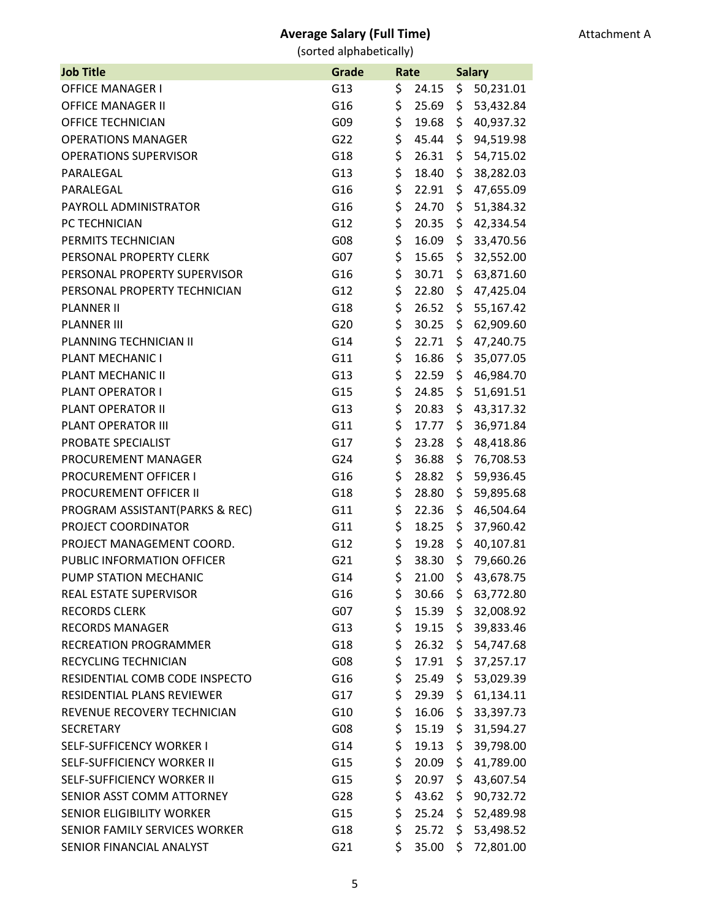**Average Salary (Full Time)**

(sorted alphabetically)

Attachment A

| Job Title | Grade | Rate | Salary |
|---|---|---|---|
| OFFICE MANAGER I | G13 | $ 24.15 | $ 50,231.01 |
| OFFICE MANAGER II | G16 | $ 25.69 | $ 53,432.84 |
| OFFICE TECHNICIAN | G09 | $ 19.68 | $ 40,937.32 |
| OPERATIONS MANAGER | G22 | $ 45.44 | $ 94,519.98 |
| OPERATIONS SUPERVISOR | G18 | $ 26.31 | $ 54,715.02 |
| PARALEGAL | G13 | $ 18.40 | $ 38,282.03 |
| PARALEGAL | G16 | $ 22.91 | $ 47,655.09 |
| PAYROLL ADMINISTRATOR | G16 | $ 24.70 | $ 51,384.32 |
| PC TECHNICIAN | G12 | $ 20.35 | $ 42,334.54 |
| PERMITS TECHNICIAN | G08 | $ 16.09 | $ 33,470.56 |
| PERSONAL PROPERTY CLERK | G07 | $ 15.65 | $ 32,552.00 |
| PERSONAL PROPERTY SUPERVISOR | G16 | $ 30.71 | $ 63,871.60 |
| PERSONAL PROPERTY TECHNICIAN | G12 | $ 22.80 | $ 47,425.04 |
| PLANNER II | G18 | $ 26.52 | $ 55,167.42 |
| PLANNER III | G20 | $ 30.25 | $ 62,909.60 |
| PLANNING TECHNICIAN II | G14 | $ 22.71 | $ 47,240.75 |
| PLANT MECHANIC I | G11 | $ 16.86 | $ 35,077.05 |
| PLANT MECHANIC II | G13 | $ 22.59 | $ 46,984.70 |
| PLANT OPERATOR I | G15 | $ 24.85 | $ 51,691.51 |
| PLANT OPERATOR II | G13 | $ 20.83 | $ 43,317.32 |
| PLANT OPERATOR III | G11 | $ 17.77 | $ 36,971.84 |
| PROBATE SPECIALIST | G17 | $ 23.28 | $ 48,418.86 |
| PROCUREMENT MANAGER | G24 | $ 36.88 | $ 76,708.53 |
| PROCUREMENT OFFICER I | G16 | $ 28.82 | $ 59,936.45 |
| PROCUREMENT OFFICER II | G18 | $ 28.80 | $ 59,895.68 |
| PROGRAM ASSISTANT(PARKS & REC) | G11 | $ 22.36 | $ 46,504.64 |
| PROJECT COORDINATOR | G11 | $ 18.25 | $ 37,960.42 |
| PROJECT MANAGEMENT COORD. | G12 | $ 19.28 | $ 40,107.81 |
| PUBLIC INFORMATION OFFICER | G21 | $ 38.30 | $ 79,660.26 |
| PUMP STATION MECHANIC | G14 | $ 21.00 | $ 43,678.75 |
| REAL ESTATE SUPERVISOR | G16 | $ 30.66 | $ 63,772.80 |
| RECORDS CLERK | G07 | $ 15.39 | $ 32,008.92 |
| RECORDS MANAGER | G13 | $ 19.15 | $ 39,833.46 |
| RECREATION PROGRAMMER | G18 | $ 26.32 | $ 54,747.68 |
| RECYCLING TECHNICIAN | G08 | $ 17.91 | $ 37,257.17 |
| RESIDENTIAL COMB CODE INSPECTO | G16 | $ 25.49 | $ 53,029.39 |
| RESIDENTIAL PLANS REVIEWER | G17 | $ 29.39 | $ 61,134.11 |
| REVENUE RECOVERY TECHNICIAN | G10 | $ 16.06 | $ 33,397.73 |
| SECRETARY | G08 | $ 15.19 | $ 31,594.27 |
| SELF-SUFFICENCY WORKER I | G14 | $ 19.13 | $ 39,798.00 |
| SELF-SUFFICIENCY WORKER II | G15 | $ 20.09 | $ 41,789.00 |
| SELF-SUFFICIENCY WORKER II | G15 | $ 20.97 | $ 43,607.54 |
| SENIOR ASST COMM ATTORNEY | G28 | $ 43.62 | $ 90,732.72 |
| SENIOR ELIGIBILITY WORKER | G15 | $ 25.24 | $ 52,489.98 |
| SENIOR FAMILY SERVICES WORKER | G18 | $ 25.72 | $ 53,498.52 |
| SENIOR FINANCIAL ANALYST | G21 | $ 35.00 | $ 72,801.00 |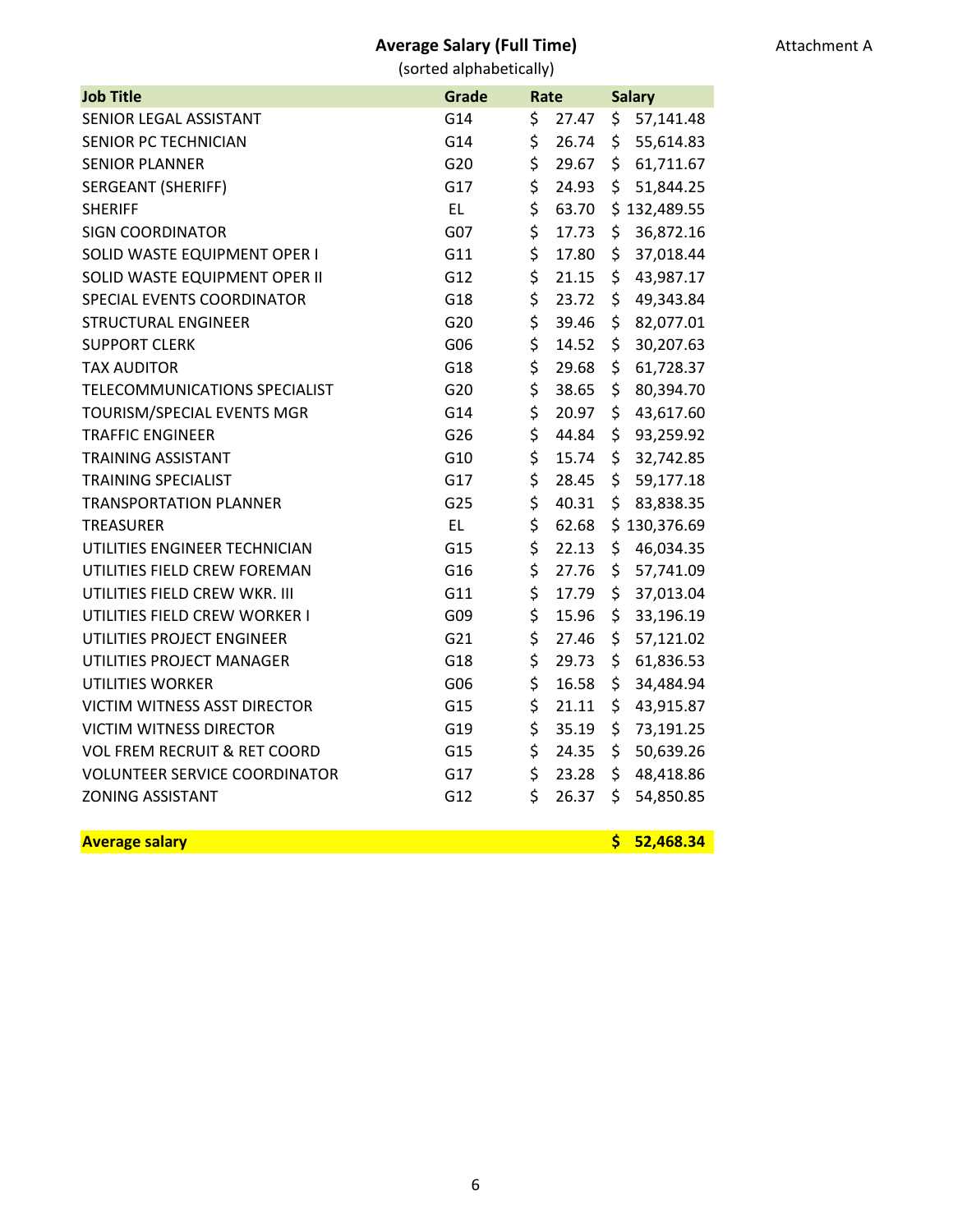Attachment A

## Average Salary (Full Time)

(sorted alphabetically)

| Job Title | Grade | Rate | Salary |
|---|---|---|---|
| SENIOR LEGAL ASSISTANT | G14 | $ 27.47 | $ 57,141.48 |
| SENIOR PC TECHNICIAN | G14 | $ 26.74 | $ 55,614.83 |
| SENIOR PLANNER | G20 | $ 29.67 | $ 61,711.67 |
| SERGEANT (SHERIFF) | G17 | $ 24.93 | $ 51,844.25 |
| SHERIFF | EL | $ 63.70 | $ 132,489.55 |
| SIGN COORDINATOR | G07 | $ 17.73 | $ 36,872.16 |
| SOLID WASTE EQUIPMENT OPER I | G11 | $ 17.80 | $ 37,018.44 |
| SOLID WASTE EQUIPMENT OPER II | G12 | $ 21.15 | $ 43,987.17 |
| SPECIAL EVENTS COORDINATOR | G18 | $ 23.72 | $ 49,343.84 |
| STRUCTURAL ENGINEER | G20 | $ 39.46 | $ 82,077.01 |
| SUPPORT CLERK | G06 | $ 14.52 | $ 30,207.63 |
| TAX AUDITOR | G18 | $ 29.68 | $ 61,728.37 |
| TELECOMMUNICATIONS SPECIALIST | G20 | $ 38.65 | $ 80,394.70 |
| TOURISM/SPECIAL EVENTS MGR | G14 | $ 20.97 | $ 43,617.60 |
| TRAFFIC ENGINEER | G26 | $ 44.84 | $ 93,259.92 |
| TRAINING ASSISTANT | G10 | $ 15.74 | $ 32,742.85 |
| TRAINING SPECIALIST | G17 | $ 28.45 | $ 59,177.18 |
| TRANSPORTATION PLANNER | G25 | $ 40.31 | $ 83,838.35 |
| TREASURER | EL | $ 62.68 | $ 130,376.69 |
| UTILITIES ENGINEER TECHNICIAN | G15 | $ 22.13 | $ 46,034.35 |
| UTILITIES FIELD CREW FOREMAN | G16 | $ 27.76 | $ 57,741.09 |
| UTILITIES FIELD CREW WKR. III | G11 | $ 17.79 | $ 37,013.04 |
| UTILITIES FIELD CREW WORKER I | G09 | $ 15.96 | $ 33,196.19 |
| UTILITIES PROJECT ENGINEER | G21 | $ 27.46 | $ 57,121.02 |
| UTILITIES PROJECT MANAGER | G18 | $ 29.73 | $ 61,836.53 |
| UTILITIES WORKER | G06 | $ 16.58 | $ 34,484.94 |
| VICTIM WITNESS ASST DIRECTOR | G15 | $ 21.11 | $ 43,915.87 |
| VICTIM WITNESS DIRECTOR | G19 | $ 35.19 | $ 73,191.25 |
| VOL FREM RECRUIT & RET COORD | G15 | $ 24.35 | $ 50,639.26 |
| VOLUNTEER SERVICE COORDINATOR | G17 | $ 23.28 | $ 48,418.86 |
| ZONING ASSISTANT | G12 | $ 26.37 | $ 54,850.85 |
| | | | |
| **Average salary** | | | **$ 52,468.34** |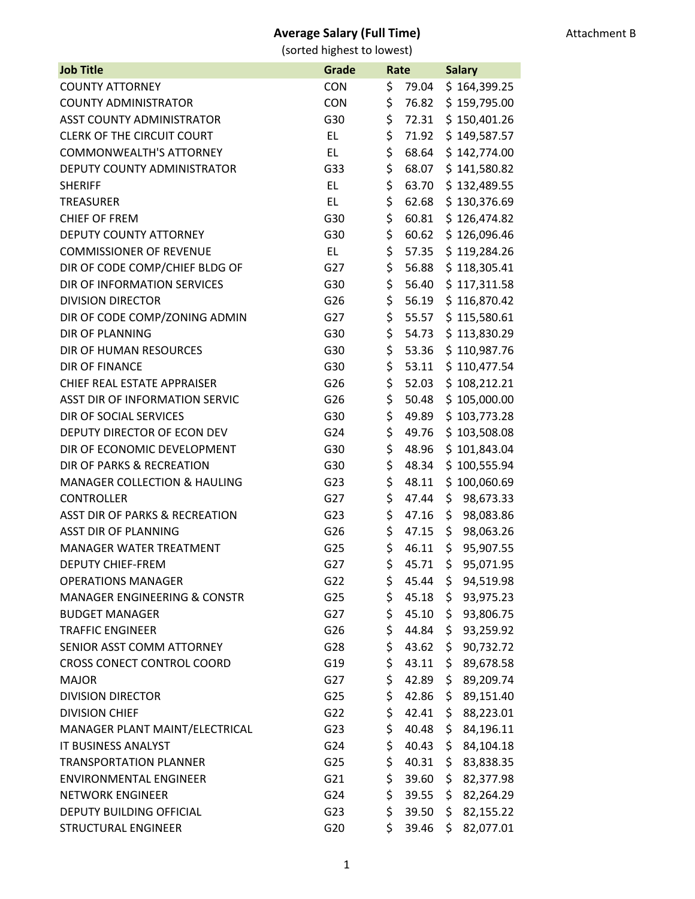**Average Salary (Full Time)**

(sorted highest to lowest)

Attachment B

| Job Title | Grade | Rate | Salary |
|---|---|---|---|
| COUNTY ATTORNEY | CON | $ 79.04 | $ 164,399.25 |
| COUNTY ADMINISTRATOR | CON | $ 76.82 | $ 159,795.00 |
| ASST COUNTY ADMINISTRATOR | G30 | $ 72.31 | $ 150,401.26 |
| CLERK OF THE CIRCUIT COURT | EL | $ 71.92 | $ 149,587.57 |
| COMMONWEALTH'S ATTORNEY | EL | $ 68.64 | $ 142,774.00 |
| DEPUTY COUNTY ADMINISTRATOR | G33 | $ 68.07 | $ 141,580.82 |
| SHERIFF | EL | $ 63.70 | $ 132,489.55 |
| TREASURER | EL | $ 62.68 | $ 130,376.69 |
| CHIEF OF FREM | G30 | $ 60.81 | $ 126,474.82 |
| DEPUTY COUNTY ATTORNEY | G30 | $ 60.62 | $ 126,096.46 |
| COMMISSIONER OF REVENUE | EL | $ 57.35 | $ 119,284.26 |
| DIR OF CODE COMP/CHIEF BLDG OF | G27 | $ 56.88 | $ 118,305.41 |
| DIR OF INFORMATION SERVICES | G30 | $ 56.40 | $ 117,311.58 |
| DIVISION DIRECTOR | G26 | $ 56.19 | $ 116,870.42 |
| DIR OF CODE COMP/ZONING ADMIN | G27 | $ 55.57 | $ 115,580.61 |
| DIR OF PLANNING | G30 | $ 54.73 | $ 113,830.29 |
| DIR OF HUMAN RESOURCES | G30 | $ 53.36 | $ 110,987.76 |
| DIR OF FINANCE | G30 | $ 53.11 | $ 110,477.54 |
| CHIEF REAL ESTATE APPRAISER | G26 | $ 52.03 | $ 108,212.21 |
| ASST DIR OF INFORMATION SERVIC | G26 | $ 50.48 | $ 105,000.00 |
| DIR OF SOCIAL SERVICES | G30 | $ 49.89 | $ 103,773.28 |
| DEPUTY DIRECTOR OF ECON DEV | G24 | $ 49.76 | $ 103,508.08 |
| DIR OF ECONOMIC DEVELOPMENT | G30 | $ 48.96 | $ 101,843.04 |
| DIR OF PARKS & RECREATION | G30 | $ 48.34 | $ 100,555.94 |
| MANAGER COLLECTION & HAULING | G23 | $ 48.11 | $ 100,060.69 |
| CONTROLLER | G27 | $ 47.44 | $ 98,673.33 |
| ASST DIR OF PARKS & RECREATION | G23 | $ 47.16 | $ 98,083.86 |
| ASST DIR OF PLANNING | G26 | $ 47.15 | $ 98,063.26 |
| MANAGER WATER TREATMENT | G25 | $ 46.11 | $ 95,907.55 |
| DEPUTY CHIEF-FREM | G27 | $ 45.71 | $ 95,071.95 |
| OPERATIONS MANAGER | G22 | $ 45.44 | $ 94,519.98 |
| MANAGER ENGINEERING & CONSTR | G25 | $ 45.18 | $ 93,975.23 |
| BUDGET MANAGER | G27 | $ 45.10 | $ 93,806.75 |
| TRAFFIC ENGINEER | G26 | $ 44.84 | $ 93,259.92 |
| SENIOR ASST COMM ATTORNEY | G28 | $ 43.62 | $ 90,732.72 |
| CROSS CONECT CONTROL COORD | G19 | $ 43.11 | $ 89,678.58 |
| MAJOR | G27 | $ 42.89 | $ 89,209.74 |
| DIVISION DIRECTOR | G25 | $ 42.86 | $ 89,151.40 |
| DIVISION CHIEF | G22 | $ 42.41 | $ 88,223.01 |
| MANAGER PLANT MAINT/ELECTRICAL | G23 | $ 40.48 | $ 84,196.11 |
| IT BUSINESS ANALYST | G24 | $ 40.43 | $ 84,104.18 |
| TRANSPORTATION PLANNER | G25 | $ 40.31 | $ 83,838.35 |
| ENVIRONMENTAL ENGINEER | G21 | $ 39.60 | $ 82,377.98 |
| NETWORK ENGINEER | G24 | $ 39.55 | $ 82,264.29 |
| DEPUTY BUILDING OFFICIAL | G23 | $ 39.50 | $ 82,155.22 |
| STRUCTURAL ENGINEER | G20 | $ 39.46 | $ 82,077.01 |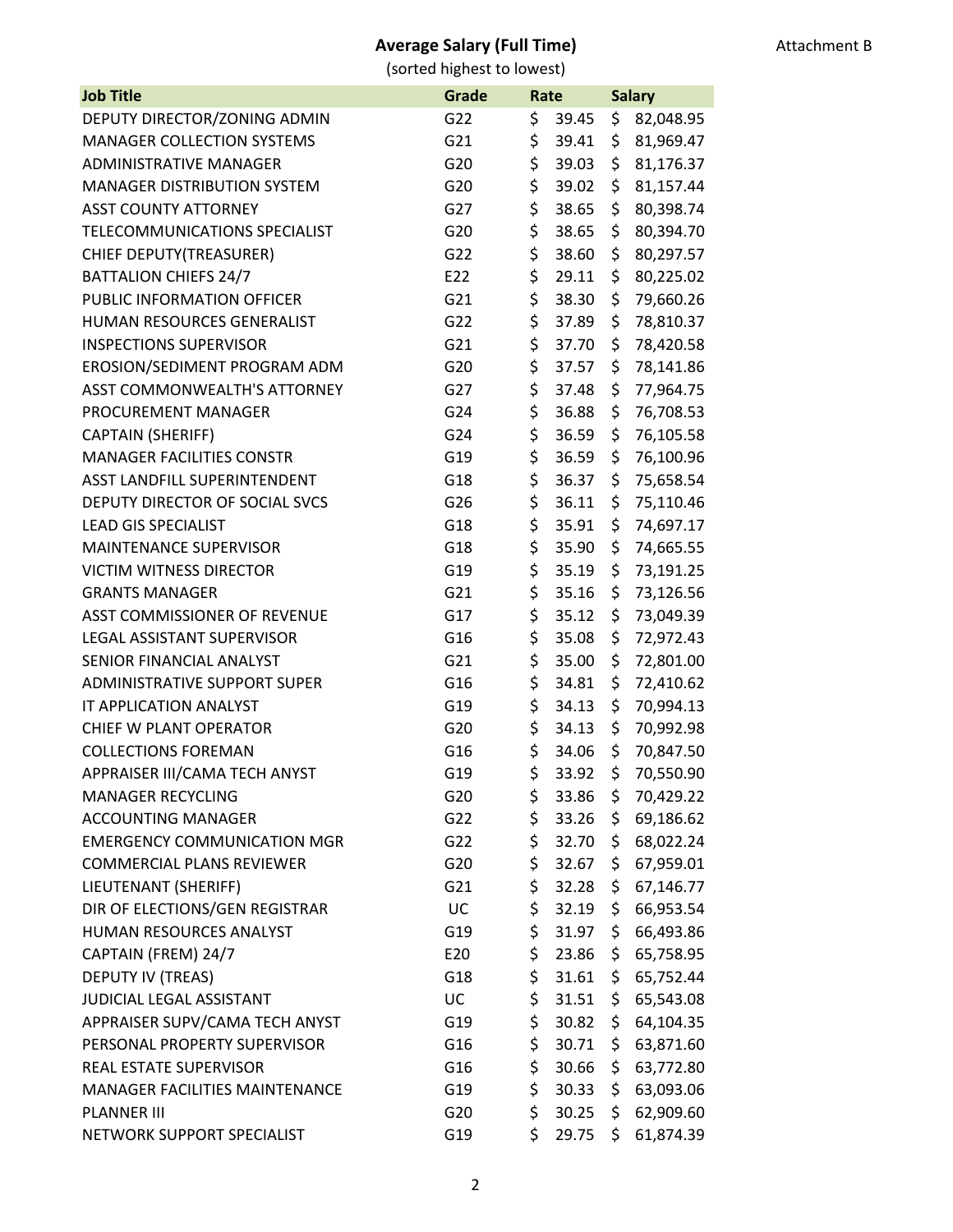Attachment B

# Average Salary (Full Time)

(sorted highest to lowest)

| Job Title | Grade | Rate | Salary |
|---|---|---|---|
| DEPUTY DIRECTOR/ZONING ADMIN | G22 | $ 39.45 | $ 82,048.95 |
| MANAGER COLLECTION SYSTEMS | G21 | $ 39.41 | $ 81,969.47 |
| ADMINISTRATIVE MANAGER | G20 | $ 39.03 | $ 81,176.37 |
| MANAGER DISTRIBUTION SYSTEM | G20 | $ 39.02 | $ 81,157.44 |
| ASST COUNTY ATTORNEY | G27 | $ 38.65 | $ 80,398.74 |
| TELECOMMUNICATIONS SPECIALIST | G20 | $ 38.65 | $ 80,394.70 |
| CHIEF DEPUTY(TREASURER) | G22 | $ 38.60 | $ 80,297.57 |
| BATTALION CHIEFS 24/7 | E22 | $ 29.11 | $ 80,225.02 |
| PUBLIC INFORMATION OFFICER | G21 | $ 38.30 | $ 79,660.26 |
| HUMAN RESOURCES GENERALIST | G22 | $ 37.89 | $ 78,810.37 |
| INSPECTIONS SUPERVISOR | G21 | $ 37.70 | $ 78,420.58 |
| EROSION/SEDIMENT PROGRAM ADM | G20 | $ 37.57 | $ 78,141.86 |
| ASST COMMONWEALTH'S ATTORNEY | G27 | $ 37.48 | $ 77,964.75 |
| PROCUREMENT MANAGER | G24 | $ 36.88 | $ 76,708.53 |
| CAPTAIN (SHERIFF) | G24 | $ 36.59 | $ 76,105.58 |
| MANAGER FACILITIES CONSTR | G19 | $ 36.59 | $ 76,100.96 |
| ASST LANDFILL SUPERINTENDENT | G18 | $ 36.37 | $ 75,658.54 |
| DEPUTY DIRECTOR OF SOCIAL SVCS | G26 | $ 36.11 | $ 75,110.46 |
| LEAD GIS SPECIALIST | G18 | $ 35.91 | $ 74,697.17 |
| MAINTENANCE SUPERVISOR | G18 | $ 35.90 | $ 74,665.55 |
| VICTIM WITNESS DIRECTOR | G19 | $ 35.19 | $ 73,191.25 |
| GRANTS MANAGER | G21 | $ 35.16 | $ 73,126.56 |
| ASST COMMISSIONER OF REVENUE | G17 | $ 35.12 | $ 73,049.39 |
| LEGAL ASSISTANT SUPERVISOR | G16 | $ 35.08 | $ 72,972.43 |
| SENIOR FINANCIAL ANALYST | G21 | $ 35.00 | $ 72,801.00 |
| ADMINISTRATIVE SUPPORT SUPER | G16 | $ 34.81 | $ 72,410.62 |
| IT APPLICATION ANALYST | G19 | $ 34.13 | $ 70,994.13 |
| CHIEF W PLANT OPERATOR | G20 | $ 34.13 | $ 70,992.98 |
| COLLECTIONS FOREMAN | G16 | $ 34.06 | $ 70,847.50 |
| APPRAISER III/CAMA TECH ANYST | G19 | $ 33.92 | $ 70,550.90 |
| MANAGER RECYCLING | G20 | $ 33.86 | $ 70,429.22 |
| ACCOUNTING MANAGER | G22 | $ 33.26 | $ 69,186.62 |
| EMERGENCY COMMUNICATION MGR | G22 | $ 32.70 | $ 68,022.24 |
| COMMERCIAL PLANS REVIEWER | G20 | $ 32.67 | $ 67,959.01 |
| LIEUTENANT (SHERIFF) | G21 | $ 32.28 | $ 67,146.77 |
| DIR OF ELECTIONS/GEN REGISTRAR | UC | $ 32.19 | $ 66,953.54 |
| HUMAN RESOURCES ANALYST | G19 | $ 31.97 | $ 66,493.86 |
| CAPTAIN (FREM) 24/7 | E20 | $ 23.86 | $ 65,758.95 |
| DEPUTY IV (TREAS) | G18 | $ 31.61 | $ 65,752.44 |
| JUDICIAL LEGAL ASSISTANT | UC | $ 31.51 | $ 65,543.08 |
| APPRAISER SUPV/CAMA TECH ANYST | G19 | $ 30.82 | $ 64,104.35 |
| PERSONAL PROPERTY SUPERVISOR | G16 | $ 30.71 | $ 63,871.60 |
| REAL ESTATE SUPERVISOR | G16 | $ 30.66 | $ 63,772.80 |
| MANAGER FACILITIES MAINTENANCE | G19 | $ 30.33 | $ 63,093.06 |
| PLANNER III | G20 | $ 30.25 | $ 62,909.60 |
| NETWORK SUPPORT SPECIALIST | G19 | $ 29.75 | $ 61,874.39 |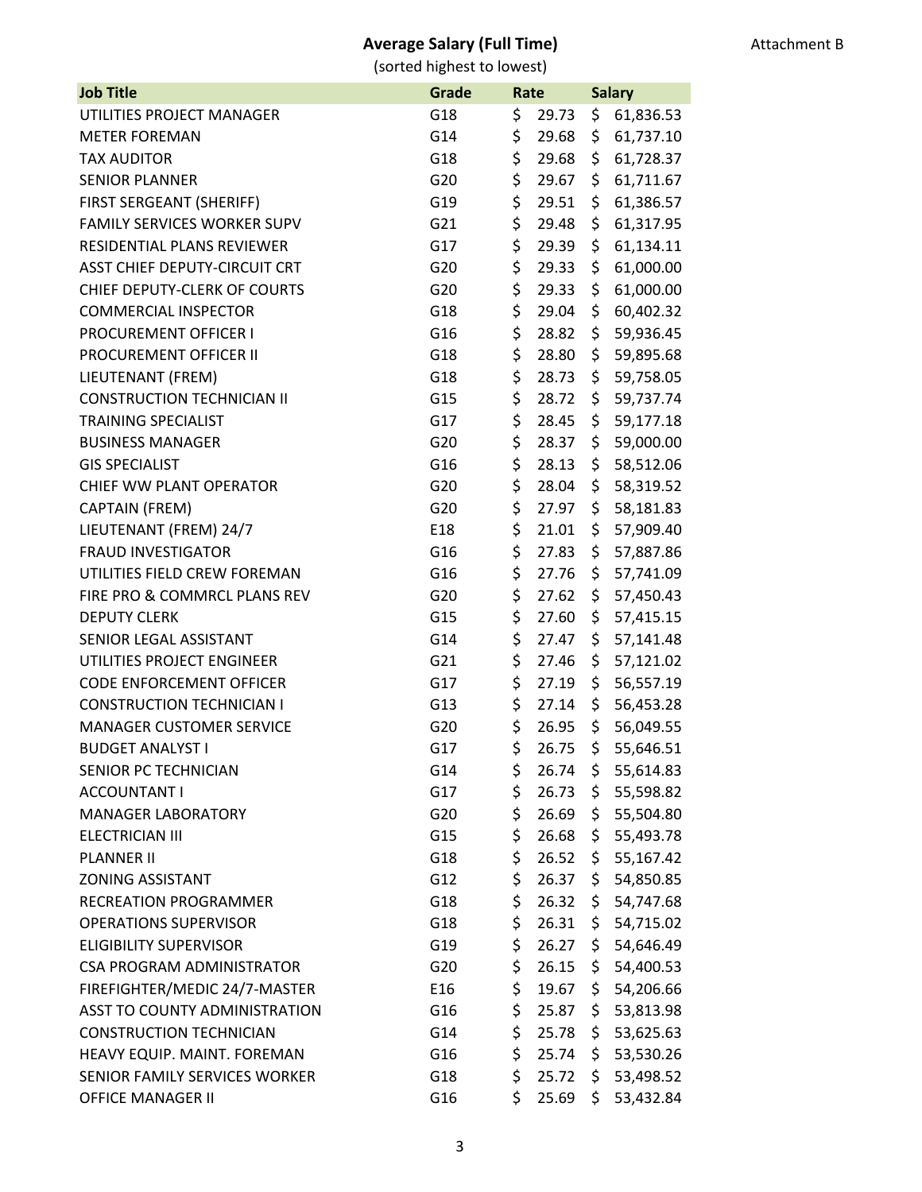**Average Salary (Full Time)**

(sorted highest to lowest)

Attachment B

| Job Title | Grade | Rate | Salary |
|---|---|---|---|
| UTILITIES PROJECT MANAGER | G18 | $ 29.73 | $ 61,836.53 |
| METER FOREMAN | G14 | $ 29.68 | $ 61,737.10 |
| TAX AUDITOR | G18 | $ 29.68 | $ 61,728.37 |
| SENIOR PLANNER | G20 | $ 29.67 | $ 61,711.67 |
| FIRST SERGEANT (SHERIFF) | G19 | $ 29.51 | $ 61,386.57 |
| FAMILY SERVICES WORKER SUPV | G21 | $ 29.48 | $ 61,317.95 |
| RESIDENTIAL PLANS REVIEWER | G17 | $ 29.39 | $ 61,134.11 |
| ASST CHIEF DEPUTY-CIRCUIT CRT | G20 | $ 29.33 | $ 61,000.00 |
| CHIEF DEPUTY-CLERK OF COURTS | G20 | $ 29.33 | $ 61,000.00 |
| COMMERCIAL INSPECTOR | G18 | $ 29.04 | $ 60,402.32 |
| PROCUREMENT OFFICER I | G16 | $ 28.82 | $ 59,936.45 |
| PROCUREMENT OFFICER II | G18 | $ 28.80 | $ 59,895.68 |
| LIEUTENANT (FREM) | G18 | $ 28.73 | $ 59,758.05 |
| CONSTRUCTION TECHNICIAN II | G15 | $ 28.72 | $ 59,737.74 |
| TRAINING SPECIALIST | G17 | $ 28.45 | $ 59,177.18 |
| BUSINESS MANAGER | G20 | $ 28.37 | $ 59,000.00 |
| GIS SPECIALIST | G16 | $ 28.13 | $ 58,512.06 |
| CHIEF WW PLANT OPERATOR | G20 | $ 28.04 | $ 58,319.52 |
| CAPTAIN (FREM) | G20 | $ 27.97 | $ 58,181.83 |
| LIEUTENANT (FREM) 24/7 | E18 | $ 21.01 | $ 57,909.40 |
| FRAUD INVESTIGATOR | G16 | $ 27.83 | $ 57,887.86 |
| UTILITIES FIELD CREW FOREMAN | G16 | $ 27.76 | $ 57,741.09 |
| FIRE PRO & COMMRCL PLANS REV | G20 | $ 27.62 | $ 57,450.43 |
| DEPUTY CLERK | G15 | $ 27.60 | $ 57,415.15 |
| SENIOR LEGAL ASSISTANT | G14 | $ 27.47 | $ 57,141.48 |
| UTILITIES PROJECT ENGINEER | G21 | $ 27.46 | $ 57,121.02 |
| CODE ENFORCEMENT OFFICER | G17 | $ 27.19 | $ 56,557.19 |
| CONSTRUCTION TECHNICIAN I | G13 | $ 27.14 | $ 56,453.28 |
| MANAGER CUSTOMER SERVICE | G20 | $ 26.95 | $ 56,049.55 |
| BUDGET ANALYST I | G17 | $ 26.75 | $ 55,646.51 |
| SENIOR PC TECHNICIAN | G14 | $ 26.74 | $ 55,614.83 |
| ACCOUNTANT I | G17 | $ 26.73 | $ 55,598.82 |
| MANAGER LABORATORY | G20 | $ 26.69 | $ 55,504.80 |
| ELECTRICIAN III | G15 | $ 26.68 | $ 55,493.78 |
| PLANNER II | G18 | $ 26.52 | $ 55,167.42 |
| ZONING ASSISTANT | G12 | $ 26.37 | $ 54,850.85 |
| RECREATION PROGRAMMER | G18 | $ 26.32 | $ 54,747.68 |
| OPERATIONS SUPERVISOR | G18 | $ 26.31 | $ 54,715.02 |
| ELIGIBILITY SUPERVISOR | G19 | $ 26.27 | $ 54,646.49 |
| CSA PROGRAM ADMINISTRATOR | G20 | $ 26.15 | $ 54,400.53 |
| FIREFIGHTER/MEDIC 24/7-MASTER | E16 | $ 19.67 | $ 54,206.66 |
| ASST TO COUNTY ADMINISTRATION | G16 | $ 25.87 | $ 53,813.98 |
| CONSTRUCTION TECHNICIAN | G14 | $ 25.78 | $ 53,625.63 |
| HEAVY EQUIP. MAINT. FOREMAN | G16 | $ 25.74 | $ 53,530.26 |
| SENIOR FAMILY SERVICES WORKER | G18 | $ 25.72 | $ 53,498.52 |
| OFFICE MANAGER II | G16 | $ 25.69 | $ 53,432.84 |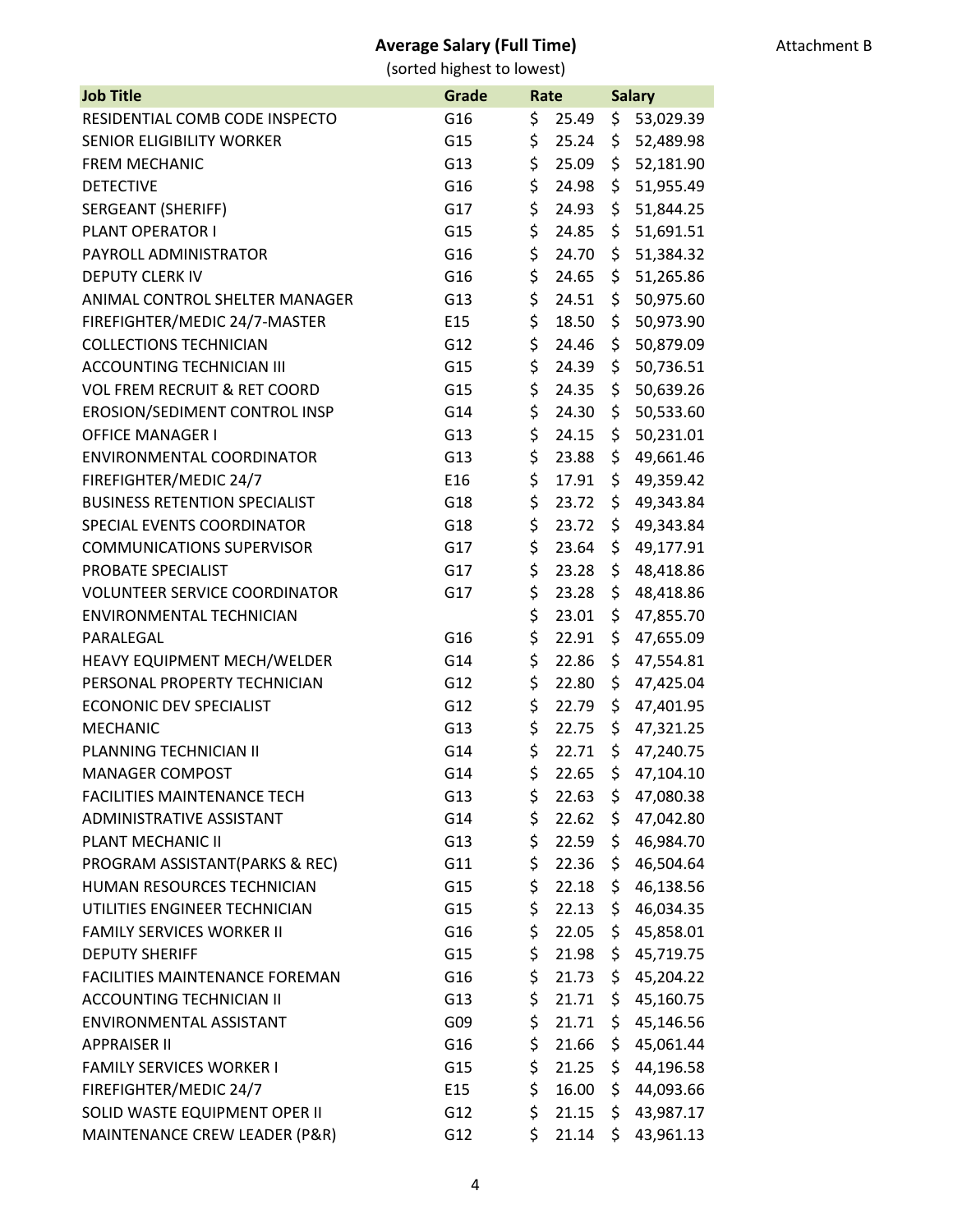Attachment B

## Average Salary (Full Time)

(sorted highest to lowest)

| Job Title | Grade | Rate | Salary |
|---|---|---|---|
| RESIDENTIAL COMB CODE INSPECTO | G16 | $ 25.49 | $ 53,029.39 |
| SENIOR ELIGIBILITY WORKER | G15 | $ 25.24 | $ 52,489.98 |
| FREM MECHANIC | G13 | $ 25.09 | $ 52,181.90 |
| DETECTIVE | G16 | $ 24.98 | $ 51,955.49 |
| SERGEANT (SHERIFF) | G17 | $ 24.93 | $ 51,844.25 |
| PLANT OPERATOR I | G15 | $ 24.85 | $ 51,691.51 |
| PAYROLL ADMINISTRATOR | G16 | $ 24.70 | $ 51,384.32 |
| DEPUTY CLERK IV | G16 | $ 24.65 | $ 51,265.86 |
| ANIMAL CONTROL SHELTER MANAGER | G13 | $ 24.51 | $ 50,975.60 |
| FIREFIGHTER/MEDIC 24/7-MASTER | E15 | $ 18.50 | $ 50,973.90 |
| COLLECTIONS TECHNICIAN | G12 | $ 24.46 | $ 50,879.09 |
| ACCOUNTING TECHNICIAN III | G15 | $ 24.39 | $ 50,736.51 |
| VOL FREM RECRUIT & RET COORD | G15 | $ 24.35 | $ 50,639.26 |
| EROSION/SEDIMENT CONTROL INSP | G14 | $ 24.30 | $ 50,533.60 |
| OFFICE MANAGER I | G13 | $ 24.15 | $ 50,231.01 |
| ENVIRONMENTAL COORDINATOR | G13 | $ 23.88 | $ 49,661.46 |
| FIREFIGHTER/MEDIC 24/7 | E16 | $ 17.91 | $ 49,359.42 |
| BUSINESS RETENTION SPECIALIST | G18 | $ 23.72 | $ 49,343.84 |
| SPECIAL EVENTS COORDINATOR | G18 | $ 23.72 | $ 49,343.84 |
| COMMUNICATIONS SUPERVISOR | G17 | $ 23.64 | $ 49,177.91 |
| PROBATE SPECIALIST | G17 | $ 23.28 | $ 48,418.86 |
| VOLUNTEER SERVICE COORDINATOR | G17 | $ 23.28 | $ 48,418.86 |
| ENVIRONMENTAL TECHNICIAN | | $ 23.01 | $ 47,855.70 |
| PARALEGAL | G16 | $ 22.91 | $ 47,655.09 |
| HEAVY EQUIPMENT MECH/WELDER | G14 | $ 22.86 | $ 47,554.81 |
| PERSONAL PROPERTY TECHNICIAN | G12 | $ 22.80 | $ 47,425.04 |
| ECONONIC DEV SPECIALIST | G12 | $ 22.79 | $ 47,401.95 |
| MECHANIC | G13 | $ 22.75 | $ 47,321.25 |
| PLANNING TECHNICIAN II | G14 | $ 22.71 | $ 47,240.75 |
| MANAGER COMPOST | G14 | $ 22.65 | $ 47,104.10 |
| FACILITIES MAINTENANCE TECH | G13 | $ 22.63 | $ 47,080.38 |
| ADMINISTRATIVE ASSISTANT | G14 | $ 22.62 | $ 47,042.80 |
| PLANT MECHANIC II | G13 | $ 22.59 | $ 46,984.70 |
| PROGRAM ASSISTANT(PARKS & REC) | G11 | $ 22.36 | $ 46,504.64 |
| HUMAN RESOURCES TECHNICIAN | G15 | $ 22.18 | $ 46,138.56 |
| UTILITIES ENGINEER TECHNICIAN | G15 | $ 22.13 | $ 46,034.35 |
| FAMILY SERVICES WORKER II | G16 | $ 22.05 | $ 45,858.01 |
| DEPUTY SHERIFF | G15 | $ 21.98 | $ 45,719.75 |
| FACILITIES MAINTENANCE FOREMAN | G16 | $ 21.73 | $ 45,204.22 |
| ACCOUNTING TECHNICIAN II | G13 | $ 21.71 | $ 45,160.75 |
| ENVIRONMENTAL ASSISTANT | G09 | $ 21.71 | $ 45,146.56 |
| APPRAISER II | G16 | $ 21.66 | $ 45,061.44 |
| FAMILY SERVICES WORKER I | G15 | $ 21.25 | $ 44,196.58 |
| FIREFIGHTER/MEDIC 24/7 | E15 | $ 16.00 | $ 44,093.66 |
| SOLID WASTE EQUIPMENT OPER II | G12 | $ 21.15 | $ 43,987.17 |
| MAINTENANCE CREW LEADER (P&R) | G12 | $ 21.14 | $ 43,961.13 |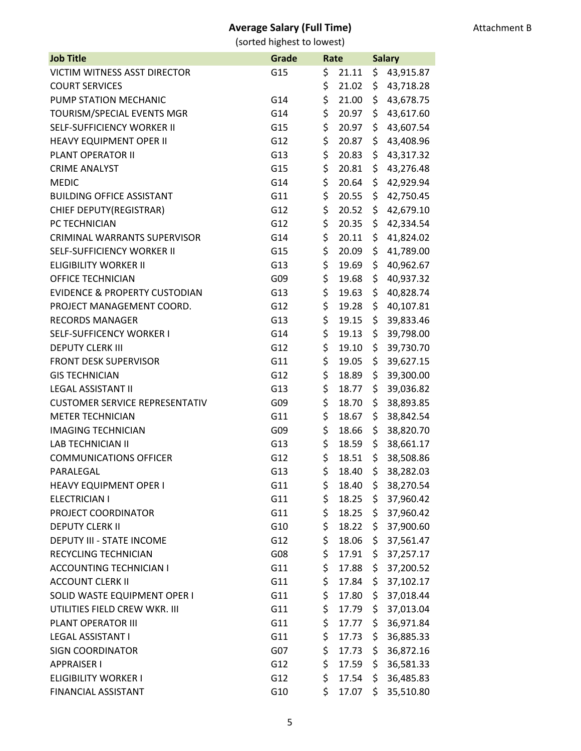## Average Salary (Full Time)

(sorted highest to lowest)

Attachment B

| Job Title | Grade | Rate | Salary |
|---|---|---|---|
| VICTIM WITNESS ASST DIRECTOR | G15 | $ 21.11 | $ 43,915.87 |
| COURT SERVICES | | $ 21.02 | $ 43,718.28 |
| PUMP STATION MECHANIC | G14 | $ 21.00 | $ 43,678.75 |
| TOURISM/SPECIAL EVENTS MGR | G14 | $ 20.97 | $ 43,617.60 |
| SELF-SUFFICIENCY WORKER II | G15 | $ 20.97 | $ 43,607.54 |
| HEAVY EQUIPMENT OPER II | G12 | $ 20.87 | $ 43,408.96 |
| PLANT OPERATOR II | G13 | $ 20.83 | $ 43,317.32 |
| CRIME ANALYST | G15 | $ 20.81 | $ 43,276.48 |
| MEDIC | G14 | $ 20.64 | $ 42,929.94 |
| BUILDING OFFICE ASSISTANT | G11 | $ 20.55 | $ 42,750.45 |
| CHIEF DEPUTY(REGISTRAR) | G12 | $ 20.52 | $ 42,679.10 |
| PC TECHNICIAN | G12 | $ 20.35 | $ 42,334.54 |
| CRIMINAL WARRANTS SUPERVISOR | G14 | $ 20.11 | $ 41,824.02 |
| SELF-SUFFICIENCY WORKER II | G15 | $ 20.09 | $ 41,789.00 |
| ELIGIBILITY WORKER II | G13 | $ 19.69 | $ 40,962.67 |
| OFFICE TECHNICIAN | G09 | $ 19.68 | $ 40,937.32 |
| EVIDENCE & PROPERTY CUSTODIAN | G13 | $ 19.63 | $ 40,828.74 |
| PROJECT MANAGEMENT COORD. | G12 | $ 19.28 | $ 40,107.81 |
| RECORDS MANAGER | G13 | $ 19.15 | $ 39,833.46 |
| SELF-SUFFICENCY WORKER I | G14 | $ 19.13 | $ 39,798.00 |
| DEPUTY CLERK III | G12 | $ 19.10 | $ 39,730.70 |
| FRONT DESK SUPERVISOR | G11 | $ 19.05 | $ 39,627.15 |
| GIS TECHNICIAN | G12 | $ 18.89 | $ 39,300.00 |
| LEGAL ASSISTANT II | G13 | $ 18.77 | $ 39,036.82 |
| CUSTOMER SERVICE REPRESENTATIV | G09 | $ 18.70 | $ 38,893.85 |
| METER TECHNICIAN | G11 | $ 18.67 | $ 38,842.54 |
| IMAGING TECHNICIAN | G09 | $ 18.66 | $ 38,820.70 |
| LAB TECHNICIAN II | G13 | $ 18.59 | $ 38,661.17 |
| COMMUNICATIONS OFFICER | G12 | $ 18.51 | $ 38,508.86 |
| PARALEGAL | G13 | $ 18.40 | $ 38,282.03 |
| HEAVY EQUIPMENT OPER I | G11 | $ 18.40 | $ 38,270.54 |
| ELECTRICIAN I | G11 | $ 18.25 | $ 37,960.42 |
| PROJECT COORDINATOR | G11 | $ 18.25 | $ 37,960.42 |
| DEPUTY CLERK II | G10 | $ 18.22 | $ 37,900.60 |
| DEPUTY III - STATE INCOME | G12 | $ 18.06 | $ 37,561.47 |
| RECYCLING TECHNICIAN | G08 | $ 17.91 | $ 37,257.17 |
| ACCOUNTING TECHNICIAN I | G11 | $ 17.88 | $ 37,200.52 |
| ACCOUNT CLERK II | G11 | $ 17.84 | $ 37,102.17 |
| SOLID WASTE EQUIPMENT OPER I | G11 | $ 17.80 | $ 37,018.44 |
| UTILITIES FIELD CREW WKR. III | G11 | $ 17.79 | $ 37,013.04 |
| PLANT OPERATOR III | G11 | $ 17.77 | $ 36,971.84 |
| LEGAL ASSISTANT I | G11 | $ 17.73 | $ 36,885.33 |
| SIGN COORDINATOR | G07 | $ 17.73 | $ 36,872.16 |
| APPRAISER I | G12 | $ 17.59 | $ 36,581.33 |
| ELIGIBILITY WORKER I | G12 | $ 17.54 | $ 36,485.83 |
| FINANCIAL ASSISTANT | G10 | $ 17.07 | $ 35,510.80 |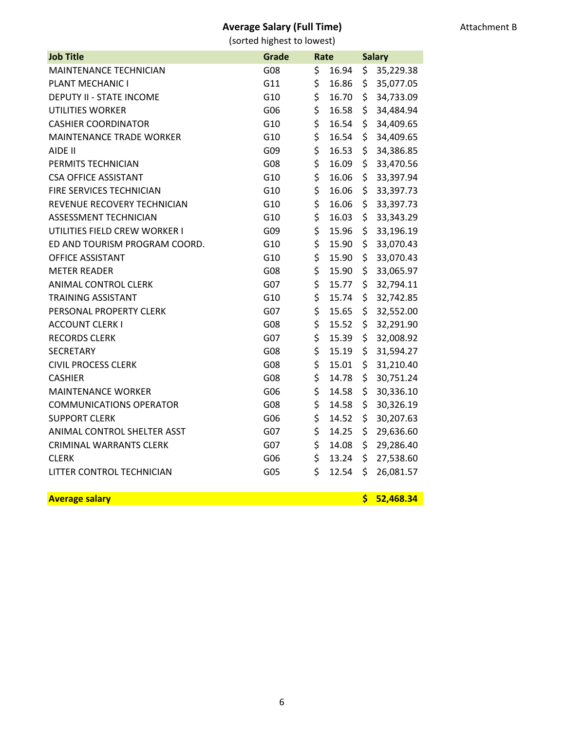Attachment B

## Average Salary (Full Time)

(sorted highest to lowest)

| Job Title | Grade | Rate | Salary |
|---|---|---|---|
| MAINTENANCE TECHNICIAN | G08 | $ 16.94 | $ 35,229.38 |
| PLANT MECHANIC I | G11 | $ 16.86 | $ 35,077.05 |
| DEPUTY II - STATE INCOME | G10 | $ 16.70 | $ 34,733.09 |
| UTILITIES WORKER | G06 | $ 16.58 | $ 34,484.94 |
| CASHIER COORDINATOR | G10 | $ 16.54 | $ 34,409.65 |
| MAINTENANCE TRADE WORKER | G10 | $ 16.54 | $ 34,409.65 |
| AIDE II | G09 | $ 16.53 | $ 34,386.85 |
| PERMITS TECHNICIAN | G08 | $ 16.09 | $ 33,470.56 |
| CSA OFFICE ASSISTANT | G10 | $ 16.06 | $ 33,397.94 |
| FIRE SERVICES TECHNICIAN | G10 | $ 16.06 | $ 33,397.73 |
| REVENUE RECOVERY TECHNICIAN | G10 | $ 16.06 | $ 33,397.73 |
| ASSESSMENT TECHNICIAN | G10 | $ 16.03 | $ 33,343.29 |
| UTILITIES FIELD CREW WORKER I | G09 | $ 15.96 | $ 33,196.19 |
| ED AND TOURISM PROGRAM COORD. | G10 | $ 15.90 | $ 33,070.43 |
| OFFICE ASSISTANT | G10 | $ 15.90 | $ 33,070.43 |
| METER READER | G08 | $ 15.90 | $ 33,065.97 |
| ANIMAL CONTROL CLERK | G07 | $ 15.77 | $ 32,794.11 |
| TRAINING ASSISTANT | G10 | $ 15.74 | $ 32,742.85 |
| PERSONAL PROPERTY CLERK | G07 | $ 15.65 | $ 32,552.00 |
| ACCOUNT CLERK I | G08 | $ 15.52 | $ 32,291.90 |
| RECORDS CLERK | G07 | $ 15.39 | $ 32,008.92 |
| SECRETARY | G08 | $ 15.19 | $ 31,594.27 |
| CIVIL PROCESS CLERK | G08 | $ 15.01 | $ 31,210.40 |
| CASHIER | G08 | $ 14.78 | $ 30,751.24 |
| MAINTENANCE WORKER | G06 | $ 14.58 | $ 30,336.10 |
| COMMUNICATIONS OPERATOR | G08 | $ 14.58 | $ 30,326.19 |
| SUPPORT CLERK | G06 | $ 14.52 | $ 30,207.63 |
| ANIMAL CONTROL SHELTER ASST | G07 | $ 14.25 | $ 29,636.60 |
| CRIMINAL WARRANTS CLERK | G07 | $ 14.08 | $ 29,286.40 |
| CLERK | G06 | $ 13.24 | $ 27,538.60 |
| LITTER CONTROL TECHNICIAN | G05 | $ 12.54 | $ 26,081.57 |
| | | | |
| **Average salary** | | | **$ 52,468.34** |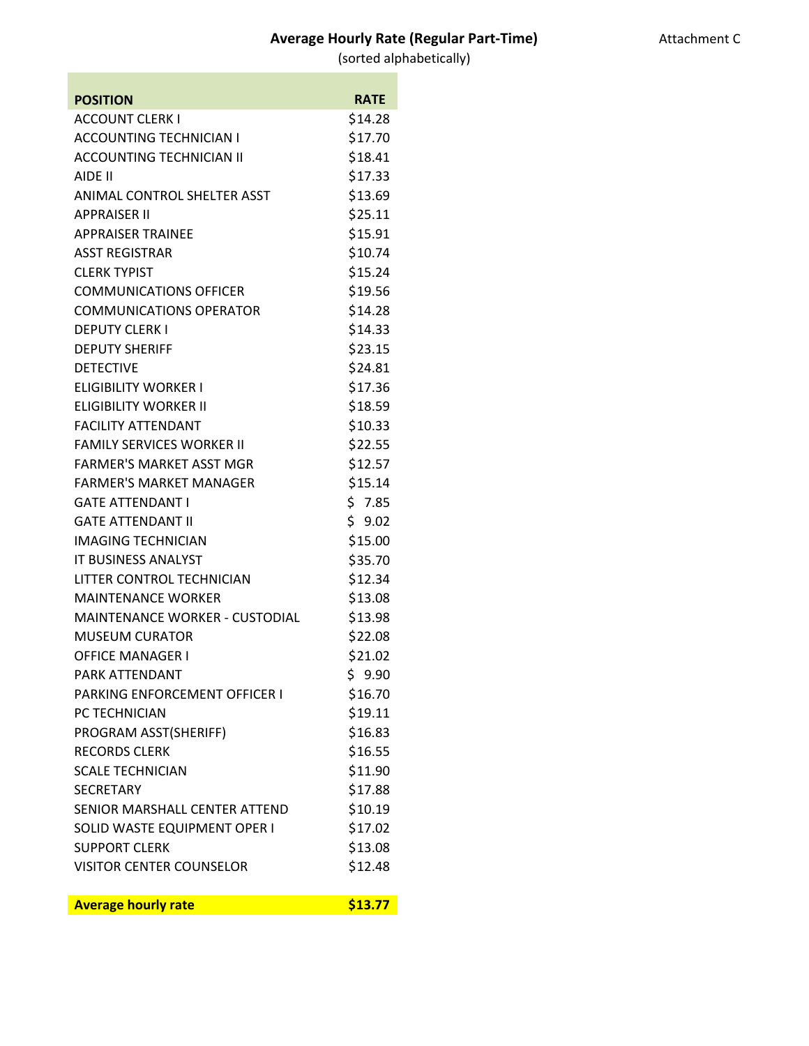Attachment C

# Average Hourly Rate (Regular Part-Time)

(sorted alphabetically)

| POSITION | RATE |
|---|---|
| ACCOUNT CLERK I | $14.28 |
| ACCOUNTING TECHNICIAN I | $17.70 |
| ACCOUNTING TECHNICIAN II | $18.41 |
| AIDE II | $17.33 |
| ANIMAL CONTROL SHELTER ASST | $13.69 |
| APPRAISER II | $25.11 |
| APPRAISER TRAINEE | $15.91 |
| ASST REGISTRAR | $10.74 |
| CLERK TYPIST | $15.24 |
| COMMUNICATIONS OFFICER | $19.56 |
| COMMUNICATIONS OPERATOR | $14.28 |
| DEPUTY CLERK I | $14.33 |
| DEPUTY SHERIFF | $23.15 |
| DETECTIVE | $24.81 |
| ELIGIBILITY WORKER I | $17.36 |
| ELIGIBILITY WORKER II | $18.59 |
| FACILITY ATTENDANT | $10.33 |
| FAMILY SERVICES WORKER II | $22.55 |
| FARMER'S MARKET ASST MGR | $12.57 |
| FARMER'S MARKET MANAGER | $15.14 |
| GATE ATTENDANT I | $ 7.85 |
| GATE ATTENDANT II | $ 9.02 |
| IMAGING TECHNICIAN | $15.00 |
| IT BUSINESS ANALYST | $35.70 |
| LITTER CONTROL TECHNICIAN | $12.34 |
| MAINTENANCE WORKER | $13.08 |
| MAINTENANCE WORKER - CUSTODIAL | $13.98 |
| MUSEUM CURATOR | $22.08 |
| OFFICE MANAGER I | $21.02 |
| PARK ATTENDANT | $ 9.90 |
| PARKING ENFORCEMENT OFFICER I | $16.70 |
| PC TECHNICIAN | $19.11 |
| PROGRAM ASST(SHERIFF) | $16.83 |
| RECORDS CLERK | $16.55 |
| SCALE TECHNICIAN | $11.90 |
| SECRETARY | $17.88 |
| SENIOR MARSHALL CENTER ATTEND | $10.19 |
| SOLID WASTE EQUIPMENT OPER I | $17.02 |
| SUPPORT CLERK | $13.08 |
| VISITOR CENTER COUNSELOR | $12.48 |
| | |
| **Average hourly rate** | **$13.77** |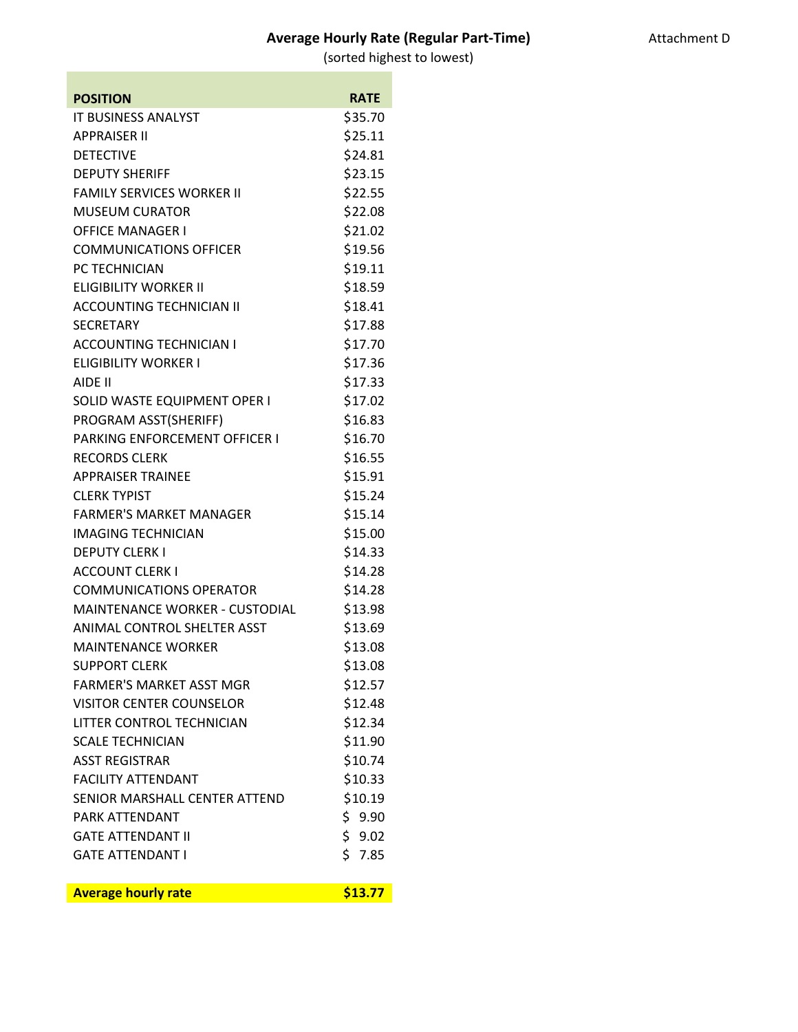Attachment D

## Average Hourly Rate (Regular Part-Time)

(sorted highest to lowest)

| POSITION | RATE |
|---|---|
| IT BUSINESS ANALYST | $35.70 |
| APPRAISER II | $25.11 |
| DETECTIVE | $24.81 |
| DEPUTY SHERIFF | $23.15 |
| FAMILY SERVICES WORKER II | $22.55 |
| MUSEUM CURATOR | $22.08 |
| OFFICE MANAGER I | $21.02 |
| COMMUNICATIONS OFFICER | $19.56 |
| PC TECHNICIAN | $19.11 |
| ELIGIBILITY WORKER II | $18.59 |
| ACCOUNTING TECHNICIAN II | $18.41 |
| SECRETARY | $17.88 |
| ACCOUNTING TECHNICIAN I | $17.70 |
| ELIGIBILITY WORKER I | $17.36 |
| AIDE II | $17.33 |
| SOLID WASTE EQUIPMENT OPER I | $17.02 |
| PROGRAM ASST(SHERIFF) | $16.83 |
| PARKING ENFORCEMENT OFFICER I | $16.70 |
| RECORDS CLERK | $16.55 |
| APPRAISER TRAINEE | $15.91 |
| CLERK TYPIST | $15.24 |
| FARMER'S MARKET MANAGER | $15.14 |
| IMAGING TECHNICIAN | $15.00 |
| DEPUTY CLERK I | $14.33 |
| ACCOUNT CLERK I | $14.28 |
| COMMUNICATIONS OPERATOR | $14.28 |
| MAINTENANCE WORKER - CUSTODIAL | $13.98 |
| ANIMAL CONTROL SHELTER ASST | $13.69 |
| MAINTENANCE WORKER | $13.08 |
| SUPPORT CLERK | $13.08 |
| FARMER'S MARKET ASST MGR | $12.57 |
| VISITOR CENTER COUNSELOR | $12.48 |
| LITTER CONTROL TECHNICIAN | $12.34 |
| SCALE TECHNICIAN | $11.90 |
| ASST REGISTRAR | $10.74 |
| FACILITY ATTENDANT | $10.33 |
| SENIOR MARSHALL CENTER ATTEND | $10.19 |
| PARK ATTENDANT | $ 9.90 |
| GATE ATTENDANT II | $ 9.02 |
| GATE ATTENDANT I | $ 7.85 |
| **Average hourly rate** | **$13.77** |